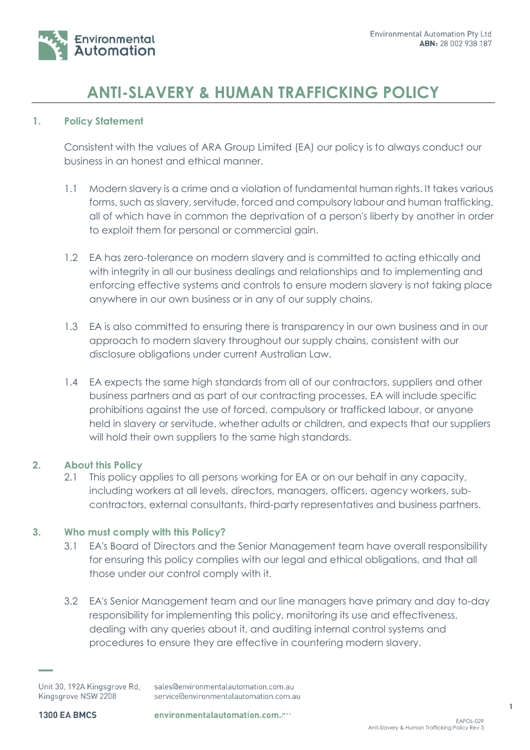# ANTI-SLAVERY & HUMAN TRAFFICKING POLICY

## 1. Policy Statement

Consistent with the values of ARA Group Limited (EA) our policy is to always conduct our business in an honest and ethical manner.

1.1 Modern slavery is a crime and a violation of fundamental human rights. It takes various forms, such as slavery, servitude, forced and compulsory labour and human trafficking, all of which have in common the deprivation of a person's liberty by another in order to exploit them for personal or commercial gain.

1.2 EA has zero-tolerance on modern slavery and is committed to acting ethically and with integrity in all our business dealings and relationships and to implementing and enforcing effective systems and controls to ensure modern slavery is not taking place anywhere in our own business or in any of our supply chains.

1.3 EA is also committed to ensuring there is transparency in our own business and in our approach to modern slavery throughout our supply chains, consistent with our disclosure obligations under current Australian Law.

1.4 EA expects the same high standards from all of our contractors, suppliers and other business partners and as part of our contracting processes, EA will include specific prohibitions against the use of forced, compulsory or trafficked labour, or anyone held in slavery or servitude, whether adults or children, and expects that our suppliers will hold their own suppliers to the same high standards.

## 2. About this Policy

2.1 This policy applies to all persons working for EA or on our behalf in any capacity, including workers at all levels, directors, managers, officers, agency workers, sub-contractors, external consultants, third-party representatives and business partners.

## 3. Who must comply with this Policy?

3.1 EA's Board of Directors and the Senior Management team have overall responsibility for ensuring this policy complies with our legal and ethical obligations, and that all those under our control comply with it.

3.2 EA's Senior Management team and our line managers have primary and day to-day responsibility for implementing this policy, monitoring its use and effectiveness, dealing with any queries about it, and auditing internal control systems and procedures to ensure they are effective in countering modern slavery.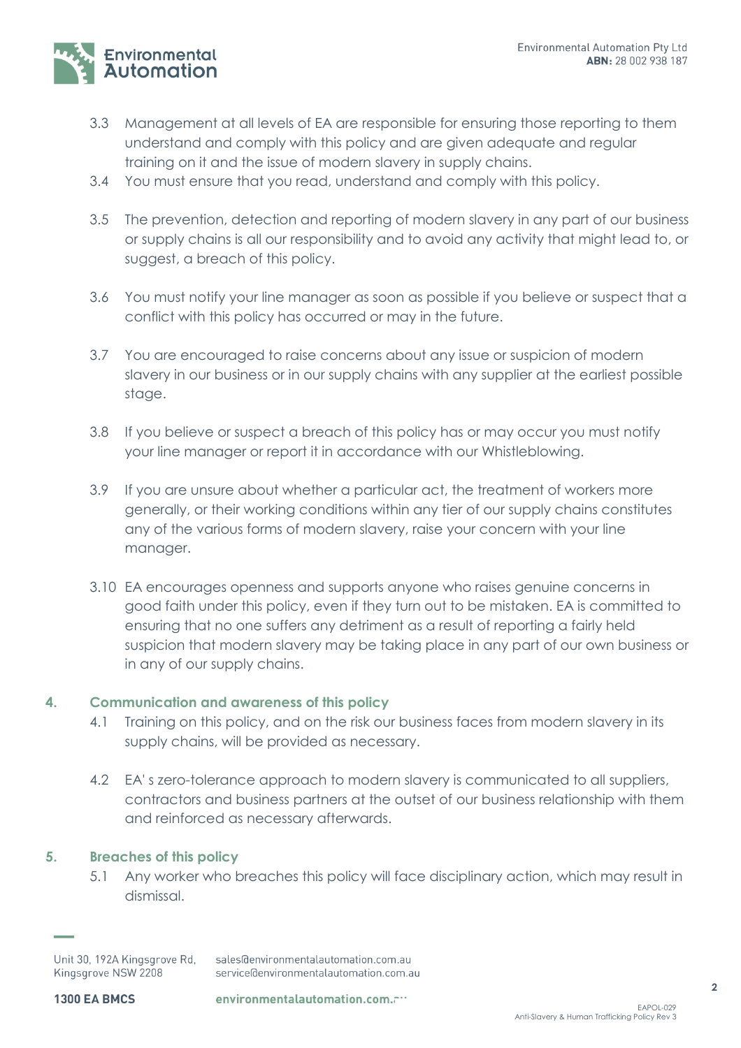3.3 Management at all levels of EA are responsible for ensuring those reporting to them understand and comply with this policy and are given adequate and regular training on it and the issue of modern slavery in supply chains.

3.4 You must ensure that you read, understand and comply with this policy.

3.5 The prevention, detection and reporting of modern slavery in any part of our business or supply chains is all our responsibility and to avoid any activity that might lead to, or suggest, a breach of this policy.

3.6 You must notify your line manager as soon as possible if you believe or suspect that a conflict with this policy has occurred or may in the future.

3.7 You are encouraged to raise concerns about any issue or suspicion of modern slavery in our business or in our supply chains with any supplier at the earliest possible stage.

3.8 If you believe or suspect a breach of this policy has or may occur you must notify your line manager or report it in accordance with our Whistleblowing.

3.9 If you are unsure about whether a particular act, the treatment of workers more generally, or their working conditions within any tier of our supply chains constitutes any of the various forms of modern slavery, raise your concern with your line manager.

3.10 EA encourages openness and supports anyone who raises genuine concerns in good faith under this policy, even if they turn out to be mistaken. EA is committed to ensuring that no one suffers any detriment as a result of reporting a fairly held suspicion that modern slavery may be taking place in any part of our own business or in any of our supply chains.

## 4. Communication and awareness of this policy

4.1 Training on this policy, and on the risk our business faces from modern slavery in its supply chains, will be provided as necessary.

4.2 EA' s zero-tolerance approach to modern slavery is communicated to all suppliers, contractors and business partners at the outset of our business relationship with them and reinforced as necessary afterwards.

## 5. Breaches of this policy

5.1 Any worker who breaches this policy will face disciplinary action, which may result in dismissal.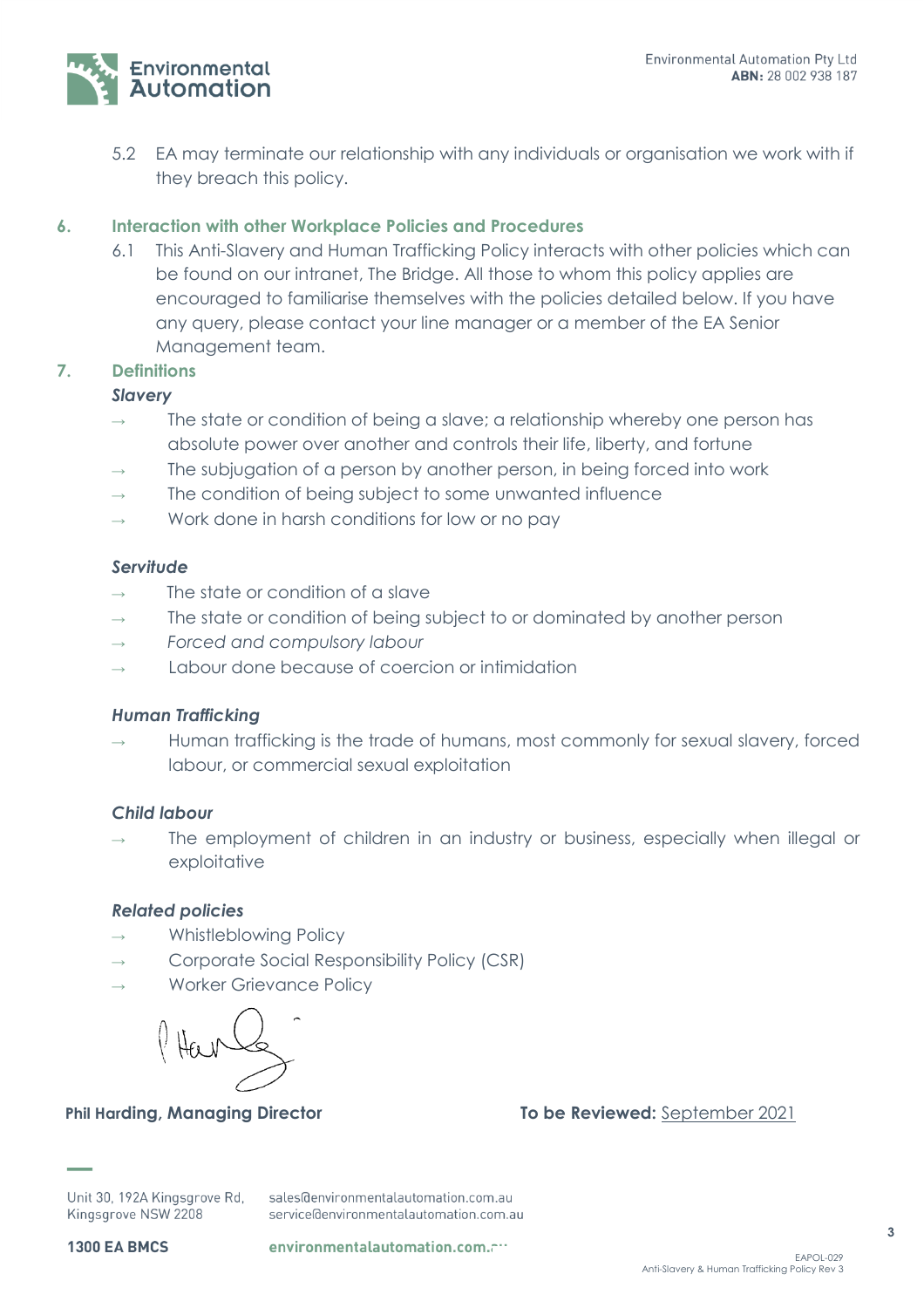5.2 EA may terminate our relationship with any individuals or organisation we work with if they breach this policy.

## 6. Interaction with other Workplace Policies and Procedures

6.1 This Anti-Slavery and Human Trafficking Policy interacts with other policies which can be found on our intranet, The Bridge. All those to whom this policy applies are encouraged to familiarise themselves with the policies detailed below. If you have any query, please contact your line manager or a member of the EA Senior Management team.

## 7. Definitions

***Slavery***

- The state or condition of being a slave; a relationship whereby one person has absolute power over another and controls their life, liberty, and fortune
- The subjugation of a person by another person, in being forced into work
- The condition of being subject to some unwanted influence
- Work done in harsh conditions for low or no pay

***Servitude***

- The state or condition of a slave
- The state or condition of being subject to or dominated by another person
- *Forced and compulsory labour*
- Labour done because of coercion or intimidation

***Human Trafficking***

- Human trafficking is the trade of humans, most commonly for sexual slavery, forced labour, or commercial sexual exploitation

***Child labour***

- The employment of children in an industry or business, especially when illegal or exploitative

***Related policies***

- Whistleblowing Policy
- Corporate Social Responsibility Policy (CSR)
- Worker Grievance Policy

**Phil Harding, Managing Director**

**To be Reviewed:** September 2021